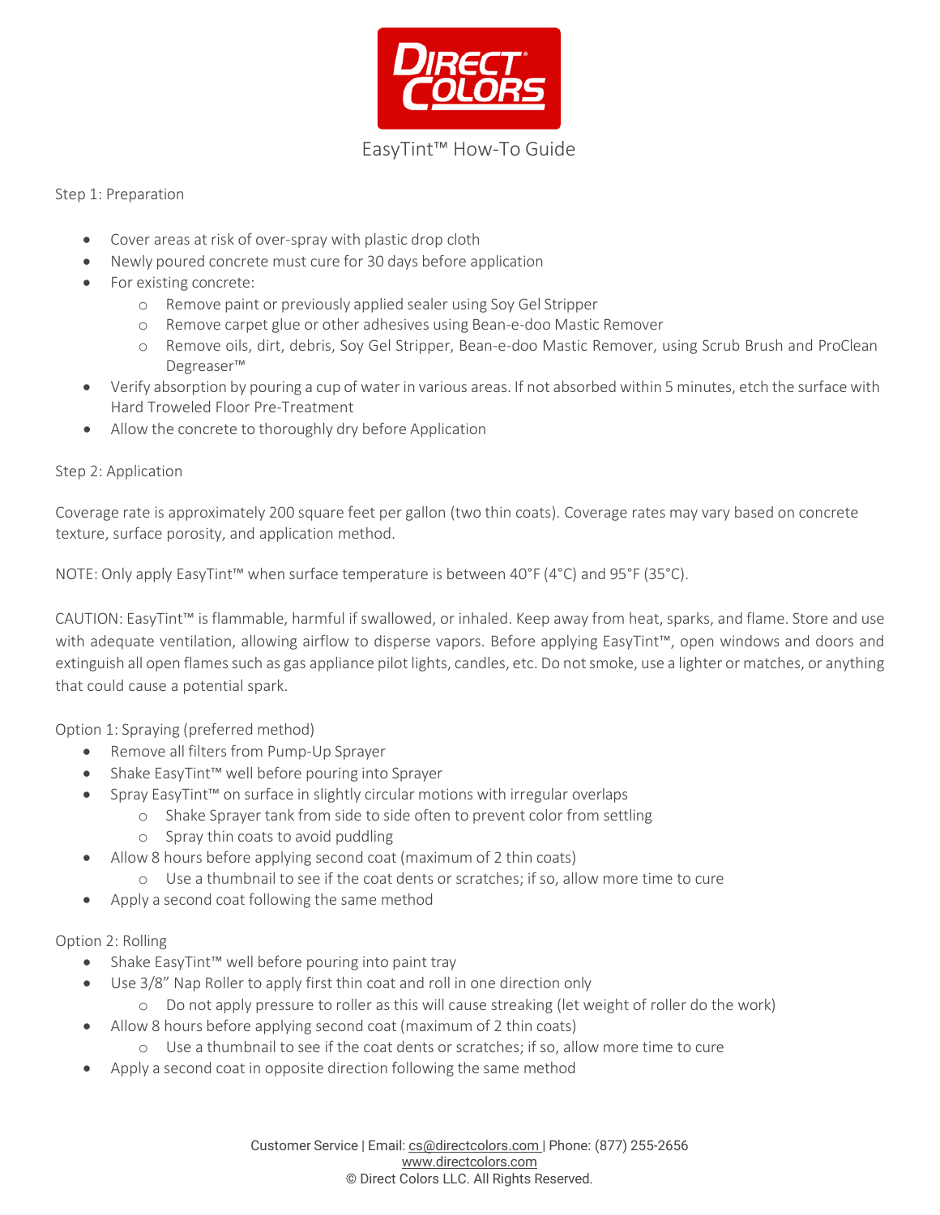# EasyTint™ How-To Guide

## Step 1: Preparation

- Cover areas at risk of over-spray with plastic drop cloth
- Newly poured concrete must cure for 30 days before application
- For existing concrete:
  - Remove paint or previously applied sealer using Soy Gel Stripper
  - Remove carpet glue or other adhesives using Bean-e-doo Mastic Remover
  - Remove oils, dirt, debris, Soy Gel Stripper, Bean-e-doo Mastic Remover, using Scrub Brush and ProClean Degreaser™
- Verify absorption by pouring a cup of water in various areas. If not absorbed within 5 minutes, etch the surface with Hard Troweled Floor Pre-Treatment
- Allow the concrete to thoroughly dry before Application

## Step 2: Application

Coverage rate is approximately 200 square feet per gallon (two thin coats). Coverage rates may vary based on concrete texture, surface porosity, and application method.

NOTE: Only apply EasyTint™ when surface temperature is between 40°F (4°C) and 95°F (35°C).

CAUTION: EasyTint™ is flammable, harmful if swallowed, or inhaled. Keep away from heat, sparks, and flame. Store and use with adequate ventilation, allowing airflow to disperse vapors. Before applying EasyTint™, open windows and doors and extinguish all open flames such as gas appliance pilot lights, candles, etc. Do not smoke, use a lighter or matches, or anything that could cause a potential spark.

### Option 1: Spraying (preferred method)

- Remove all filters from Pump-Up Sprayer
- Shake EasyTint™ well before pouring into Sprayer
- Spray EasyTint™ on surface in slightly circular motions with irregular overlaps
  - Shake Sprayer tank from side to side often to prevent color from settling
  - Spray thin coats to avoid puddling
- Allow 8 hours before applying second coat (maximum of 2 thin coats)
  - Use a thumbnail to see if the coat dents or scratches; if so, allow more time to cure
- Apply a second coat following the same method

### Option 2: Rolling

- Shake EasyTint™ well before pouring into paint tray
- Use 3/8" Nap Roller to apply first thin coat and roll in one direction only
  - Do not apply pressure to roller as this will cause streaking (let weight of roller do the work)
- Allow 8 hours before applying second coat (maximum of 2 thin coats)
  - Use a thumbnail to see if the coat dents or scratches; if so, allow more time to cure
- Apply a second coat in opposite direction following the same method

Customer Service | Email: cs@directcolors.com | Phone: (877) 255-2656
www.directcolors.com
© Direct Colors LLC. All Rights Reserved.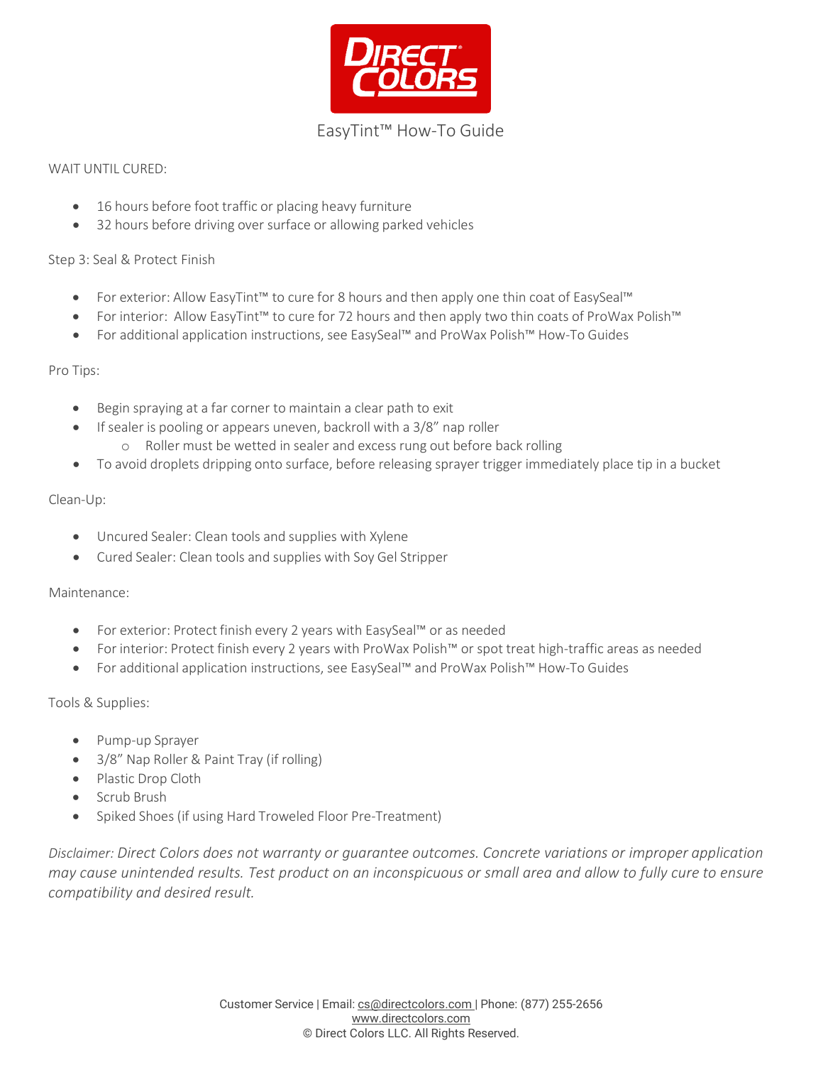EasyTint™ How-To Guide

WAIT UNTIL CURED:

- 16 hours before foot traffic or placing heavy furniture
- 32 hours before driving over surface or allowing parked vehicles

Step 3: Seal & Protect Finish

- For exterior: Allow EasyTint™ to cure for 8 hours and then apply one thin coat of EasySeal™
- For interior: Allow EasyTint™ to cure for 72 hours and then apply two thin coats of ProWax Polish™
- For additional application instructions, see EasySeal™ and ProWax Polish™ How-To Guides

Pro Tips:

- Begin spraying at a far corner to maintain a clear path to exit
- If sealer is pooling or appears uneven, backroll with a 3/8" nap roller
  - Roller must be wetted in sealer and excess rung out before back rolling
- To avoid droplets dripping onto surface, before releasing sprayer trigger immediately place tip in a bucket

Clean-Up:

- Uncured Sealer: Clean tools and supplies with Xylene
- Cured Sealer: Clean tools and supplies with Soy Gel Stripper

Maintenance:

- For exterior: Protect finish every 2 years with EasySeal™ or as needed
- For interior: Protect finish every 2 years with ProWax Polish™ or spot treat high-traffic areas as needed
- For additional application instructions, see EasySeal™ and ProWax Polish™ How-To Guides

Tools & Supplies:

- Pump-up Sprayer
- 3/8" Nap Roller & Paint Tray (if rolling)
- Plastic Drop Cloth
- Scrub Brush
- Spiked Shoes (if using Hard Troweled Floor Pre-Treatment)

*Disclaimer: Direct Colors does not warranty or guarantee outcomes. Concrete variations or improper application may cause unintended results. Test product on an inconspicuous or small area and allow to fully cure to ensure compatibility and desired result.*

Customer Service | Email: cs@directcolors.com | Phone: (877) 255-2656
www.directcolors.com
© Direct Colors LLC. All Rights Reserved.